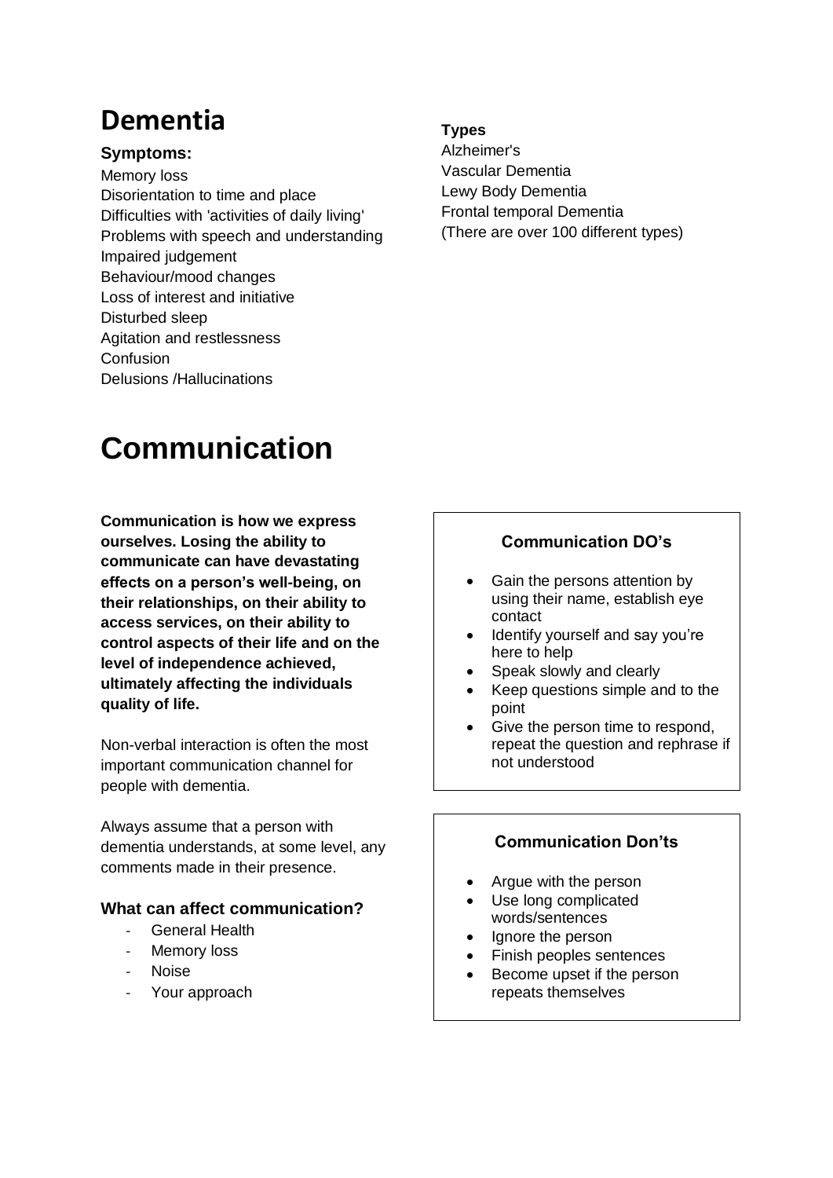# Dementia

### Symptoms:

Memory loss
Disorientation to time and place
Difficulties with 'activities of daily living'
Problems with speech and understanding
Impaired judgement
Behaviour/mood changes
Loss of interest and initiative
Disturbed sleep
Agitation and restlessness
Confusion
Delusions /Hallucinations

### Types

Alzheimer's
Vascular Dementia
Lewy Body Dementia
Frontal temporal Dementia
(There are over 100 different types)

# Communication

**Communication is how we express ourselves. Losing the ability to communicate can have devastating effects on a person's well-being, on their relationships, on their ability to access services, on their ability to control aspects of their life and on the level of independence achieved, ultimately affecting the individuals quality of life.**

Non-verbal interaction is often the most important communication channel for people with dementia.

Always assume that a person with dementia understands, at some level, any comments made in their presence.

### What can affect communication?

- General Health
- Memory loss
- Noise
- Your approach

### Communication DO's

- Gain the persons attention by using their name, establish eye contact
- Identify yourself and say you're here to help
- Speak slowly and clearly
- Keep questions simple and to the point
- Give the person time to respond, repeat the question and rephrase if not understood

### Communication Don'ts

- Argue with the person
- Use long complicated words/sentences
- Ignore the person
- Finish peoples sentences
- Become upset if the person repeats themselves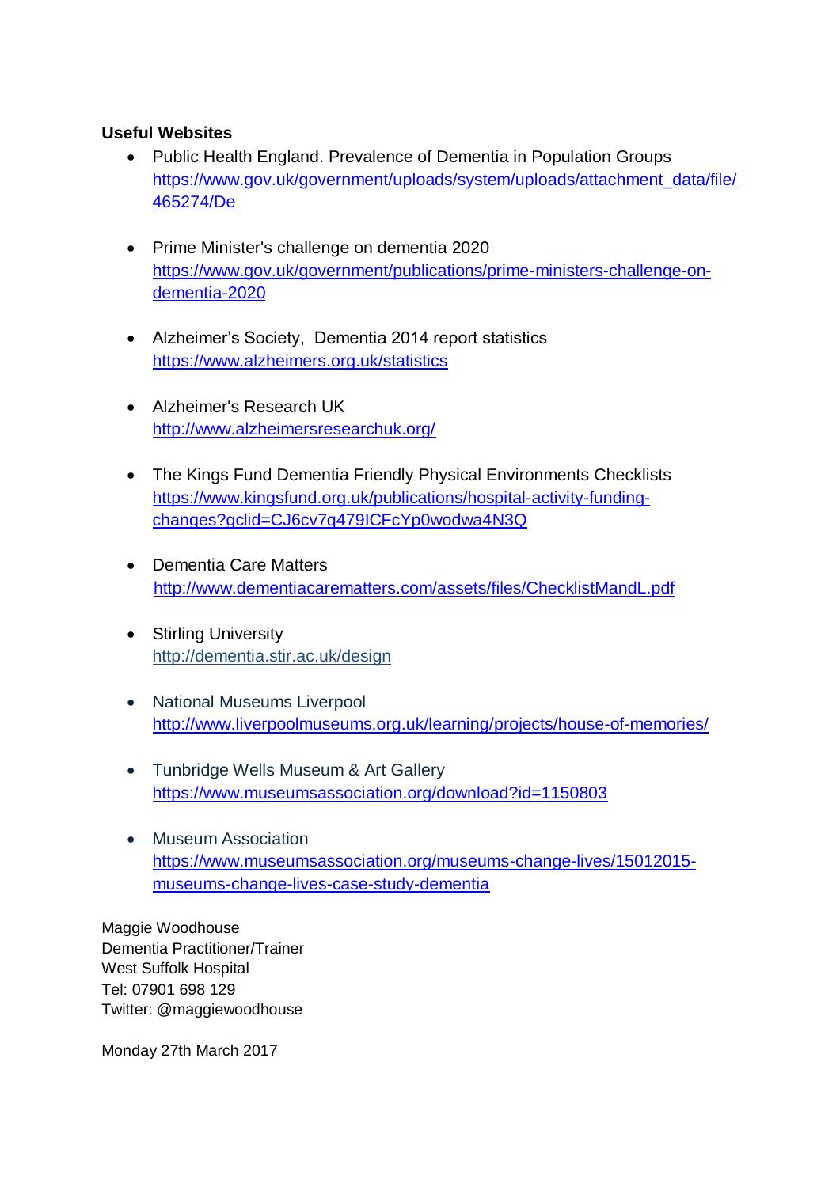**Useful Websites**

- Public Health England. Prevalence of Dementia in Population Groups
  https://www.gov.uk/government/uploads/system/uploads/attachment_data/file/465274/De

- Prime Minister's challenge on dementia 2020
  https://www.gov.uk/government/publications/prime-ministers-challenge-on-dementia-2020

- Alzheimer's Society, Dementia 2014 report statistics
  https://www.alzheimers.org.uk/statistics

- Alzheimer's Research UK
  http://www.alzheimersresearchuk.org/

- The Kings Fund Dementia Friendly Physical Environments Checklists
  https://www.kingsfund.org.uk/publications/hospital-activity-funding-changes?gclid=CJ6cv7q479ICFcYp0wodwa4N3Q

- Dementia Care Matters
  http://www.dementiacarematters.com/assets/files/ChecklistMandL.pdf

- Stirling University
  http://dementia.stir.ac.uk/design

- National Museums Liverpool
  http://www.liverpoolmuseums.org.uk/learning/projects/house-of-memories/

- Tunbridge Wells Museum & Art Gallery
  https://www.museumsassociation.org/download?id=1150803

- Museum Association
  https://www.museumsassociation.org/museums-change-lives/15012015-museums-change-lives-case-study-dementia

Maggie Woodhouse
Dementia Practitioner/Trainer
West Suffolk Hospital
Tel: 07901 698 129
Twitter: @maggiewoodhouse

Monday 27th March 2017